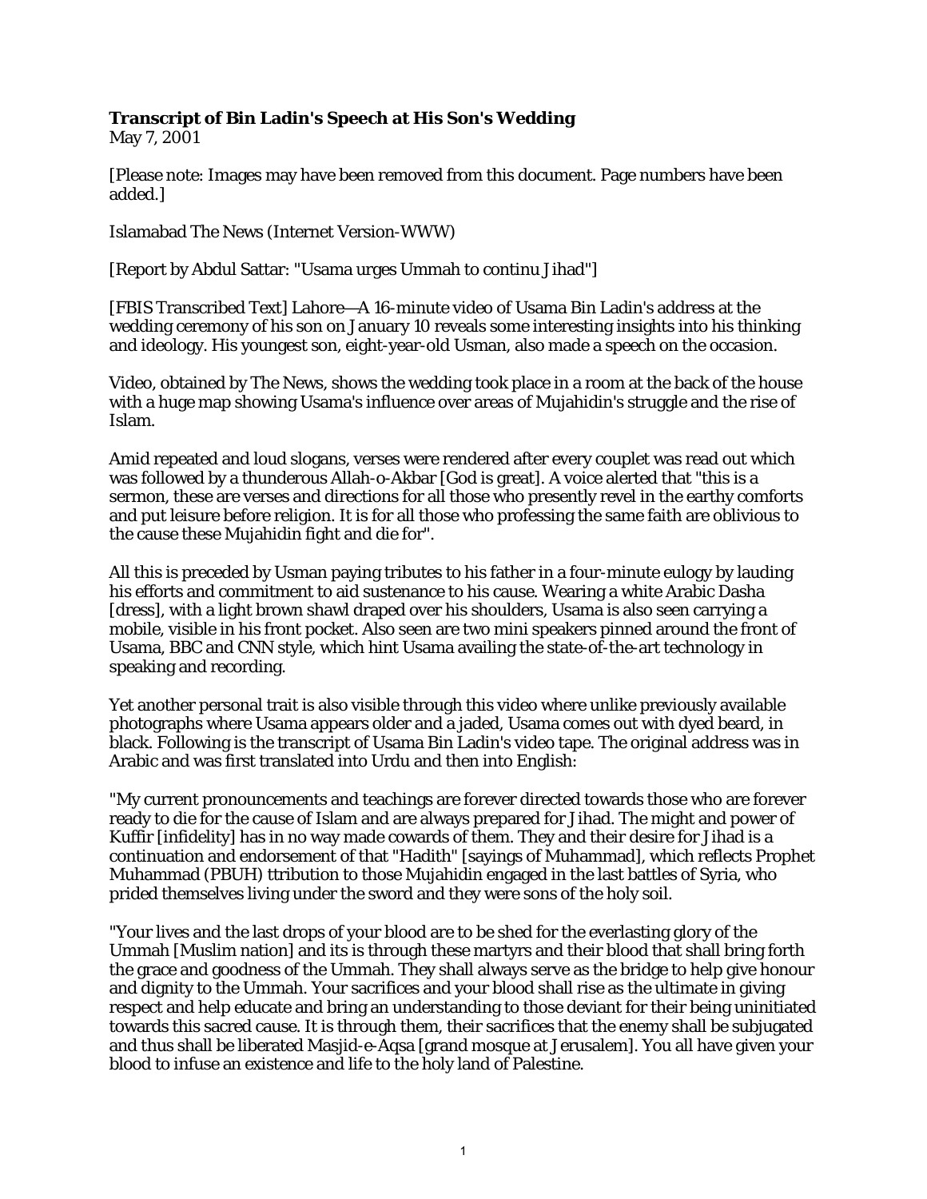**Transcript of Bin Ladin's Speech at His Son's Wedding**
May 7, 2001

[Please note: Images may have been removed from this document. Page numbers have been added.]

Islamabad The News (Internet Version-WWW)

[Report by Abdul Sattar: "Usama urges Ummah to continu Jihad"]

[FBIS Transcribed Text] Lahore—A 16-minute video of Usama Bin Ladin's address at the wedding ceremony of his son on January 10 reveals some interesting insights into his thinking and ideology. His youngest son, eight-year-old Usman, also made a speech on the occasion.

Video, obtained by The News, shows the wedding took place in a room at the back of the house with a huge map showing Usama's influence over areas of Mujahidin's struggle and the rise of Islam.

Amid repeated and loud slogans, verses were rendered after every couplet was read out which was followed by a thunderous Allah-o-Akbar [God is great]. A voice alerted that "this is a sermon, these are verses and directions for all those who presently revel in the earthy comforts and put leisure before religion. It is for all those who professing the same faith are oblivious to the cause these Mujahidin fight and die for".

All this is preceded by Usman paying tributes to his father in a four-minute eulogy by lauding his efforts and commitment to aid sustenance to his cause. Wearing a white Arabic Dasha [dress], with a light brown shawl draped over his shoulders, Usama is also seen carrying a mobile, visible in his front pocket. Also seen are two mini speakers pinned around the front of Usama, BBC and CNN style, which hint Usama availing the state-of-the-art technology in speaking and recording.

Yet another personal trait is also visible through this video where unlike previously available photographs where Usama appears older and a jaded, Usama comes out with dyed beard, in black. Following is the transcript of Usama Bin Ladin's video tape. The original address was in Arabic and was first translated into Urdu and then into English:

"My current pronouncements and teachings are forever directed towards those who are forever ready to die for the cause of Islam and are always prepared for Jihad. The might and power of Kuffir [infidelity] has in no way made cowards of them. They and their desire for Jihad is a continuation and endorsement of that "Hadith" [sayings of Muhammad], which reflects Prophet Muhammad (PBUH) ttribution to those Mujahidin engaged in the last battles of Syria, who prided themselves living under the sword and they were sons of the holy soil.

"Your lives and the last drops of your blood are to be shed for the everlasting glory of the Ummah [Muslim nation] and its is through these martyrs and their blood that shall bring forth the grace and goodness of the Ummah. They shall always serve as the bridge to help give honour and dignity to the Ummah. Your sacrifices and your blood shall rise as the ultimate in giving respect and help educate and bring an understanding to those deviant for their being uninitiated towards this sacred cause. It is through them, their sacrifices that the enemy shall be subjugated and thus shall be liberated Masjid-e-Aqsa [grand mosque at Jerusalem]. You all have given your blood to infuse an existence and life to the holy land of Palestine.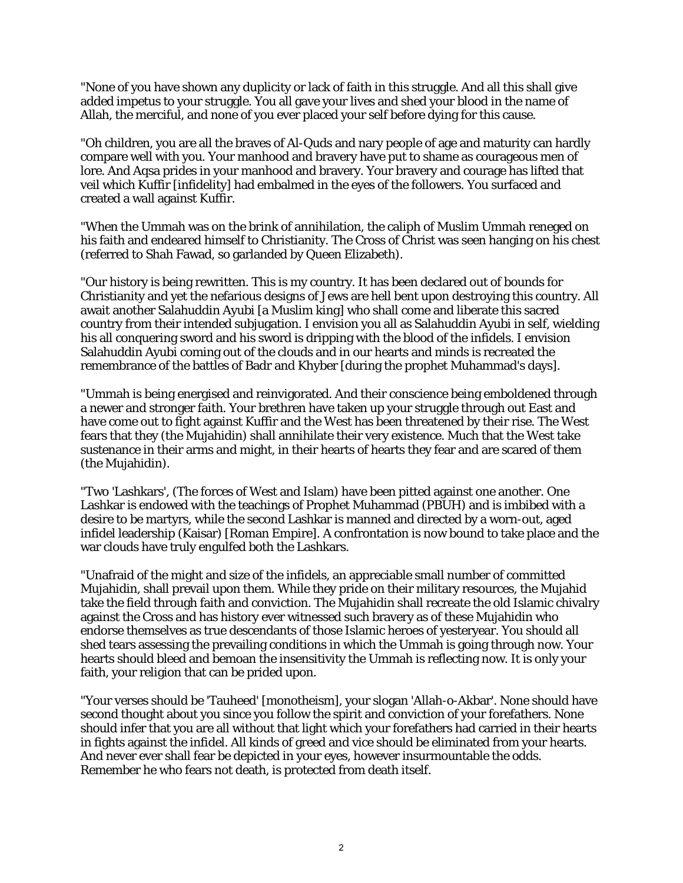"None of you have shown any duplicity or lack of faith in this struggle. And all this shall give added impetus to your struggle. You all gave your lives and shed your blood in the name of Allah, the merciful, and none of you ever placed your self before dying for this cause.

"Oh children, you are all the braves of Al-Quds and nary people of age and maturity can hardly compare well with you. Your manhood and bravery have put to shame as courageous men of lore. And Aqsa prides in your manhood and bravery. Your bravery and courage has lifted that veil which Kuffir [infidelity] had embalmed in the eyes of the followers. You surfaced and created a wall against Kuffir.

"When the Ummah was on the brink of annihilation, the caliph of Muslim Ummah reneged on his faith and endeared himself to Christianity. The Cross of Christ was seen hanging on his chest (referred to Shah Fawad, so garlanded by Queen Elizabeth).

"Our history is being rewritten. This is my country. It has been declared out of bounds for Christianity and yet the nefarious designs of Jews are hell bent upon destroying this country. All await another Salahuddin Ayubi [a Muslim king] who shall come and liberate this sacred country from their intended subjugation. I envision you all as Salahuddin Ayubi in self, wielding his all conquering sword and his sword is dripping with the blood of the infidels. I envision Salahuddin Ayubi coming out of the clouds and in our hearts and minds is recreated the remembrance of the battles of Badr and Khyber [during the prophet Muhammad's days].

"Ummah is being energised and reinvigorated. And their conscience being emboldened through a newer and stronger faith. Your brethren have taken up your struggle through out East and have come out to fight against Kuffir and the West has been threatened by their rise. The West fears that they (the Mujahidin) shall annihilate their very existence. Much that the West take sustenance in their arms and might, in their hearts of hearts they fear and are scared of them (the Mujahidin).

"Two 'Lashkars', (The forces of West and Islam) have been pitted against one another. One Lashkar is endowed with the teachings of Prophet Muhammad (PBUH) and is imbibed with a desire to be martyrs, while the second Lashkar is manned and directed by a worn-out, aged infidel leadership (Kaisar) [Roman Empire]. A confrontation is now bound to take place and the war clouds have truly engulfed both the Lashkars.

"Unafraid of the might and size of the infidels, an appreciable small number of committed Mujahidin, shall prevail upon them. While they pride on their military resources, the Mujahid take the field through faith and conviction. The Mujahidin shall recreate the old Islamic chivalry against the Cross and has history ever witnessed such bravery as of these Mujahidin who endorse themselves as true descendants of those Islamic heroes of yesteryear. You should all shed tears assessing the prevailing conditions in which the Ummah is going through now. Your hearts should bleed and bemoan the insensitivity the Ummah is reflecting now. It is only your faith, your religion that can be prided upon.

"Your verses should be 'Tauheed' [monotheism], your slogan 'Allah-o-Akbar'. None should have second thought about you since you follow the spirit and conviction of your forefathers. None should infer that you are all without that light which your forefathers had carried in their hearts in fights against the infidel. All kinds of greed and vice should be eliminated from your hearts. And never ever shall fear be depicted in your eyes, however insurmountable the odds. Remember he who fears not death, is protected from death itself.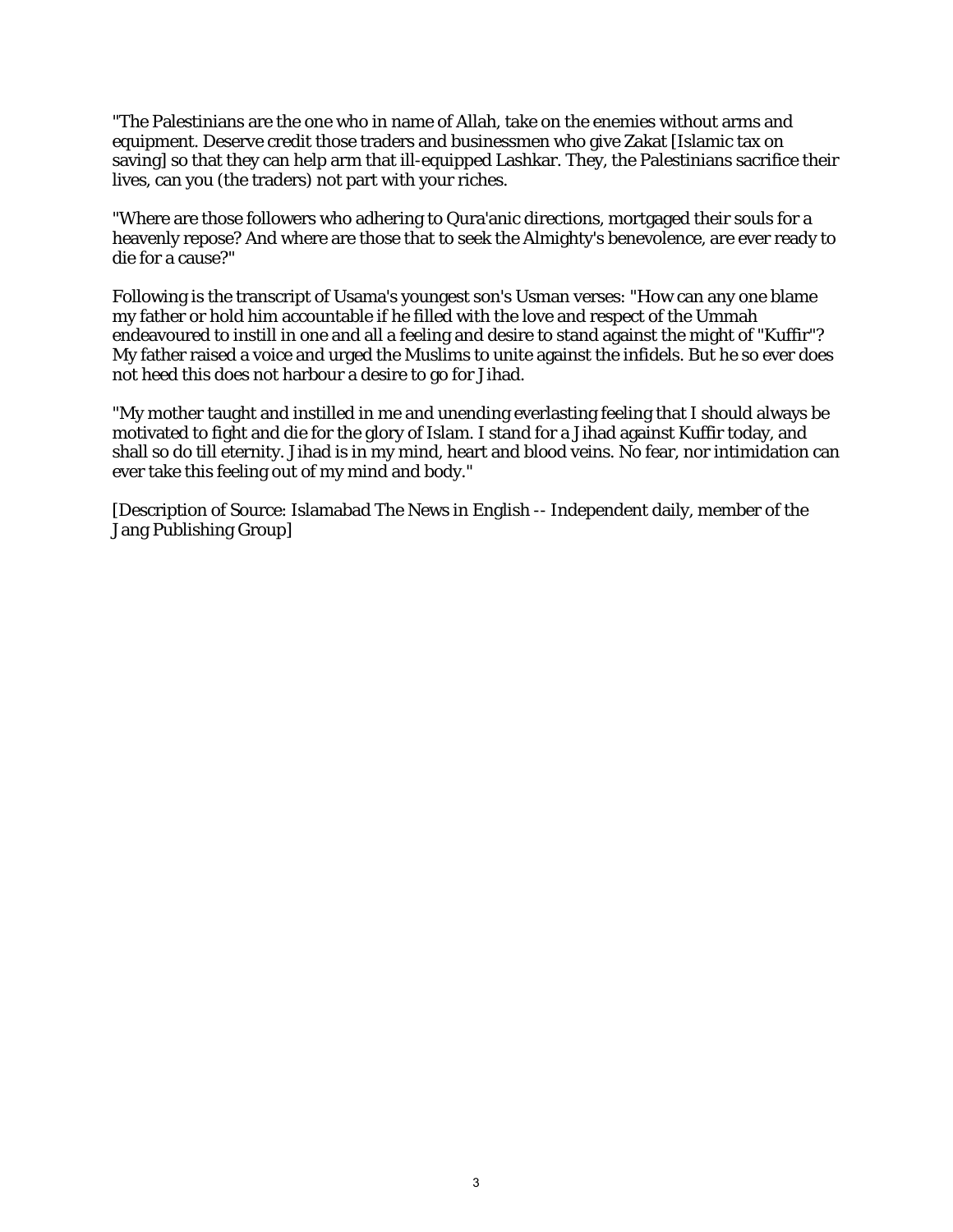"The Palestinians are the one who in name of Allah, take on the enemies without arms and equipment. Deserve credit those traders and businessmen who give Zakat [Islamic tax on saving] so that they can help arm that ill-equipped Lashkar. They, the Palestinians sacrifice their lives, can you (the traders) not part with your riches.

"Where are those followers who adhering to Qura'anic directions, mortgaged their souls for a heavenly repose? And where are those that to seek the Almighty's benevolence, are ever ready to die for a cause?"

Following is the transcript of Usama's youngest son's Usman verses: "How can any one blame my father or hold him accountable if he filled with the love and respect of the Ummah endeavoured to instill in one and all a feeling and desire to stand against the might of "Kuffir"? My father raised a voice and urged the Muslims to unite against the infidels. But he so ever does not heed this does not harbour a desire to go for Jihad.

"My mother taught and instilled in me and unending everlasting feeling that I should always be motivated to fight and die for the glory of Islam. I stand for a Jihad against Kuffir today, and shall so do till eternity. Jihad is in my mind, heart and blood veins. No fear, nor intimidation can ever take this feeling out of my mind and body."

[Description of Source: Islamabad The News in English -- Independent daily, member of the Jang Publishing Group]